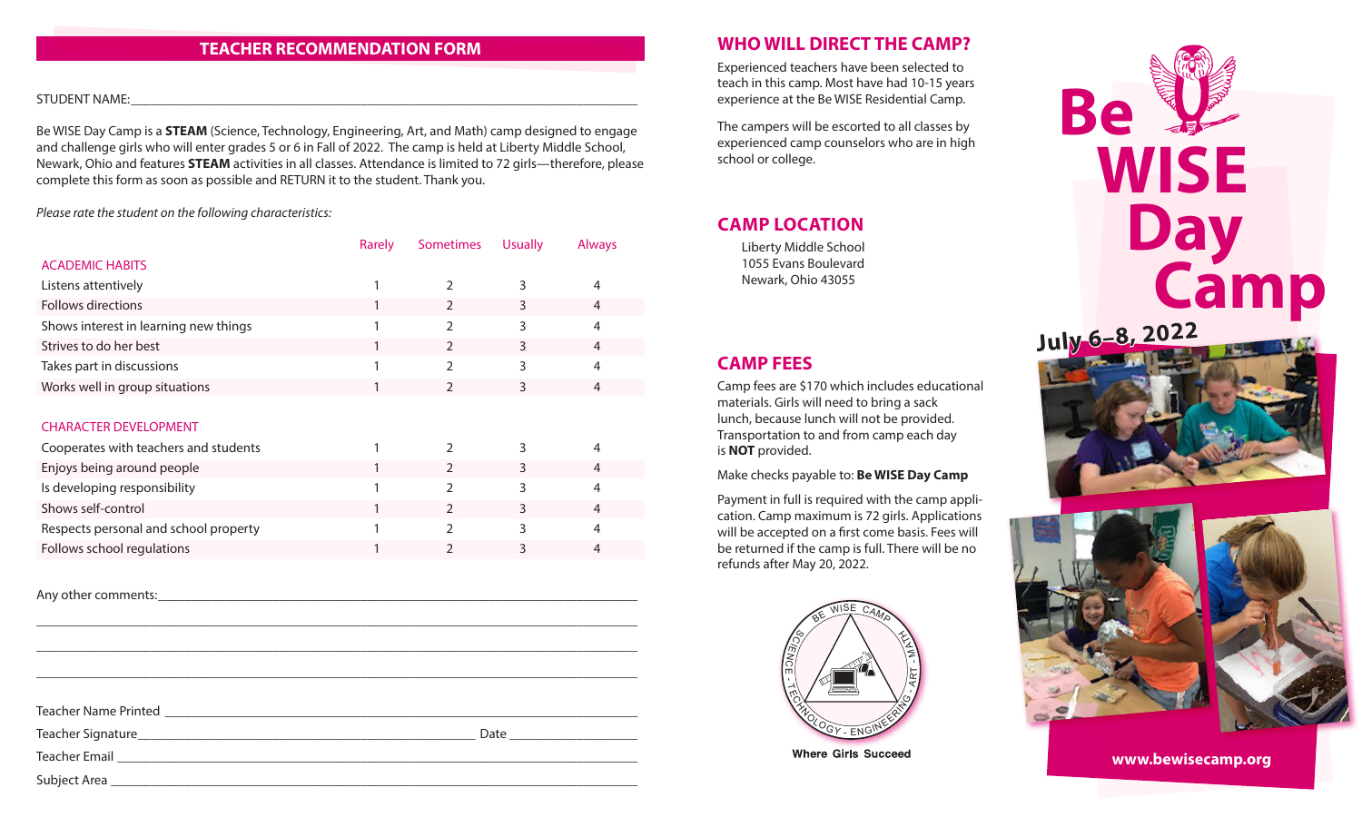## TEACHER RECOMMENDATION FORM

STUDENT NAME:\_\_\_\_\_\_\_\_\_\_\_\_\_\_\_\_\_\_\_\_\_\_\_\_\_\_\_\_\_\_\_\_\_\_\_\_\_\_\_\_

Be WISE Day Camp is a **STEAM** (Science, Technology, Engineering, Art, and Math) camp designed to engage and challenge girls who will enter grades 5 or 6 in Fall of 2022. The camp is held at Liberty Middle School, Newark, Ohio and features **STEAM** activities in all classes. Attendance is limited to 72 girls—therefore, please complete this form as soon as possible and RETURN it to the student. Thank you.

*Please rate the student on the following characteristics:*

| | Rarely | Sometimes | Usually | Always |
|---|---|---|---|---|
| **ACADEMIC HABITS** | | | | |
| Listens attentively | 1 | 2 | 3 | 4 |
| Follows directions | 1 | 2 | 3 | 4 |
| Shows interest in learning new things | 1 | 2 | 3 | 4 |
| Strives to do her best | 1 | 2 | 3 | 4 |
| Takes part in discussions | 1 | 2 | 3 | 4 |
| Works well in group situations | 1 | 2 | 3 | 4 |
| **CHARACTER DEVELOPMENT** | | | | |
| Cooperates with teachers and students | 1 | 2 | 3 | 4 |
| Enjoys being around people | 1 | 2 | 3 | 4 |
| Is developing responsibility | 1 | 2 | 3 | 4 |
| Shows self-control | 1 | 2 | 3 | 4 |
| Respects personal and school property | 1 | 2 | 3 | 4 |
| Follows school regulations | 1 | 2 | 3 | 4 |

Any other comments:\_\_\_\_\_\_\_\_\_\_\_\_\_\_\_\_\_\_\_\_\_\_\_\_\_\_\_\_\_\_\_\_\_\_\_\_\_\_\_\_

\_\_\_\_\_\_\_\_\_\_\_\_\_\_\_\_\_\_\_\_\_\_\_\_\_\_\_\_\_\_\_\_\_\_\_\_\_\_\_\_\_\_\_\_\_\_\_\_\_\_

\_\_\_\_\_\_\_\_\_\_\_\_\_\_\_\_\_\_\_\_\_\_\_\_\_\_\_\_\_\_\_\_\_\_\_\_\_\_\_\_\_\_\_\_\_\_\_\_\_\_

\_\_\_\_\_\_\_\_\_\_\_\_\_\_\_\_\_\_\_\_\_\_\_\_\_\_\_\_\_\_\_\_\_\_\_\_\_\_\_\_\_\_\_\_\_\_\_\_\_\_

Teacher Name Printed \_\_\_\_\_\_\_\_\_\_\_\_\_\_\_\_\_\_\_\_\_\_\_\_\_\_\_\_\_\_\_\_\_\_\_\_

Teacher Signature\_\_\_\_\_\_\_\_\_\_\_\_\_\_\_\_\_\_\_\_\_\_\_\_\_\_\_\_ Date \_\_\_\_\_\_\_\_\_\_\_\_

Teacher Email \_\_\_\_\_\_\_\_\_\_\_\_\_\_\_\_\_\_\_\_\_\_\_\_\_\_\_\_\_\_\_\_\_\_\_\_\_\_\_\_

Subject Area \_\_\_\_\_\_\_\_\_\_\_\_\_\_\_\_\_\_\_\_\_\_\_\_\_\_\_\_\_\_\_\_\_\_\_\_\_\_\_\_\_

## WHO WILL DIRECT THE CAMP?

Experienced teachers have been selected to teach in this camp. Most have had 10-15 years experience at the Be WISE Residential Camp.

The campers will be escorted to all classes by experienced camp counselors who are in high school or college.

## CAMP LOCATION

Liberty Middle School
1055 Evans Boulevard
Newark, Ohio 43055

## CAMP FEES

Camp fees are $170 which includes educational materials. Girls will need to bring a sack lunch, because lunch will not be provided. Transportation to and from camp each day is **NOT** provided.

Make checks payable to: **Be WISE Day Camp**

Payment in full is required with the camp application. Camp maximum is 72 girls. Applications will be accepted on a first come basis. Fees will be returned if the camp is full. There will be no refunds after May 20, 2022.

BE WISE CAMP – SCIENCE - TECHNOLOGY - ENGINEERING - ART - MATH

Where Girls Succeed

# Be WISE Day Camp

**July 6–8, 2022**

**www.bewisecamp.org**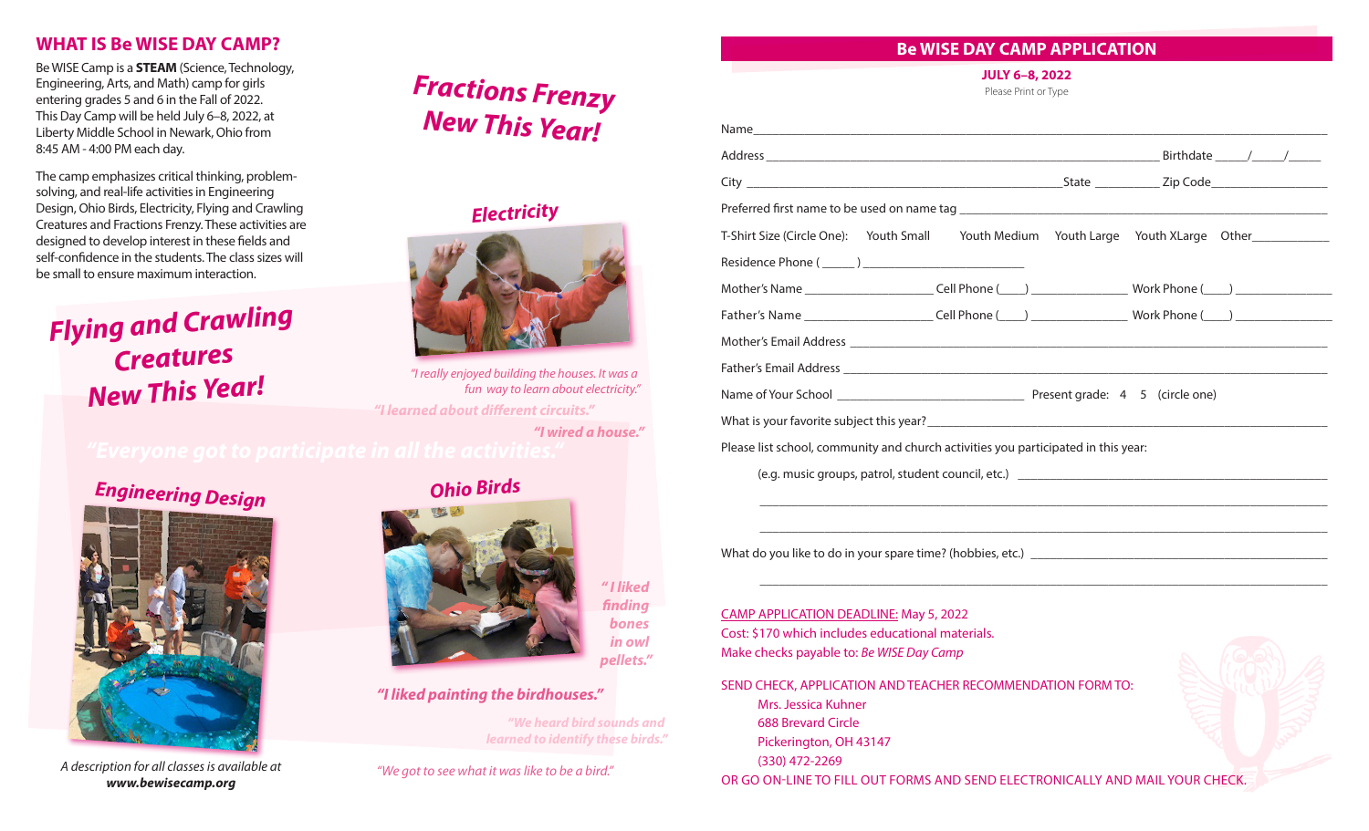## WHAT IS Be WISE DAY CAMP?

Be WISE Camp is a **STEAM** (Science, Technology, Engineering, Arts, and Math) camp for girls entering grades 5 and 6 in the Fall of 2022. This Day Camp will be held July 6–8, 2022, at Liberty Middle School in Newark, Ohio from 8:45 AM - 4:00 PM each day.

The camp emphasizes critical thinking, problem-solving, and real-life activities in Engineering Design, Ohio Birds, Electricity, Flying and Crawling Creatures and Fractions Frenzy. These activities are designed to develop interest in these fields and self-confidence in the students. The class sizes will be small to ensure maximum interaction.

**Flying and Crawling Creatures New This Year!**

**Fractions Frenzy New This Year!**

**Electricity**

*"I really enjoyed building the houses. It was a fun way to learn about electricity."*

*"I learned about different circuits."*

*"I wired a house."*

*"Everyone got to participate in all the activities."*

**Engineering Design**

**Ohio Birds**

*"I liked finding bones in owl pellets."*

*"I liked painting the birdhouses."*

*"We heard bird sounds and learned to identify these birds."*

*"We got to see what it was like to be a bird."*

*A description for all classes is available at* ***www.bewisecamp.org***

## Be WISE DAY CAMP APPLICATION

**JULY 6–8, 2022**

Please Print or Type

Name ______________________________

Address ______________________________ Birthdate _____/_____/_____

City ______________________________ State __________ Zip Code ______________

Preferred first name to be used on name tag ______________________________

T-Shirt Size (Circle One): Youth Small Youth Medium Youth Large Youth XLarge Other__________

Residence Phone ( _____ ) ______________________

Mother's Name ________________ Cell Phone (____) ____________ Work Phone (____) ____________

Father's Name ________________ Cell Phone (____) ____________ Work Phone (____) ____________

Mother's Email Address ______________________________

Father's Email Address ______________________________

Name of Your School ______________________ Present grade: 4 5 (circle one)

What is your favorite subject this year? ______________________________

Please list school, community and church activities you participated in this year:

(e.g. music groups, patrol, student council, etc.) ______________________________

______________________________

______________________________

What do you like to do in your spare time? (hobbies, etc.) ______________________________

______________________________

CAMP APPLICATION DEADLINE: May 5, 2022

Cost: $170 which includes educational materials.

Make checks payable to: *Be WISE Day Camp*

SEND CHECK, APPLICATION AND TEACHER RECOMMENDATION FORM TO:

Mrs. Jessica Kuhner
688 Brevard Circle
Pickerington, OH 43147
(330) 472-2269

OR GO ON-LINE TO FILL OUT FORMS AND SEND ELECTRONICALLY AND MAIL YOUR CHECK.